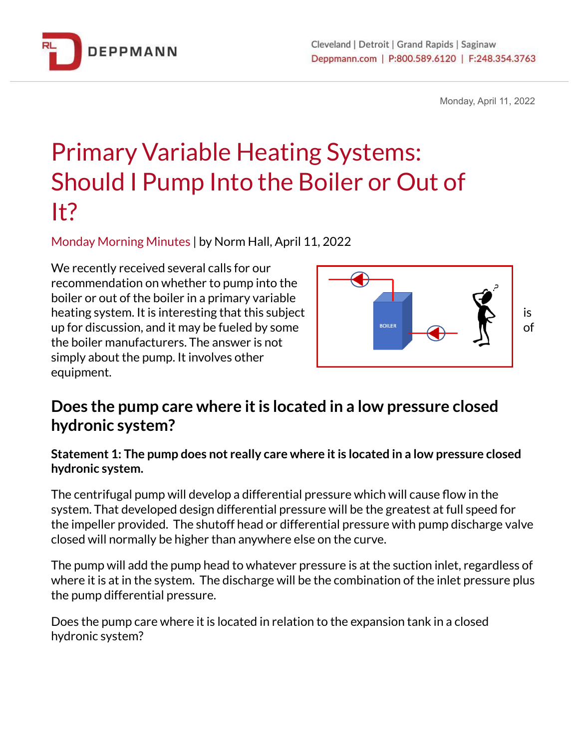# Primary Variable Heating Systems: Should I Pump Into the Boiler or Out of It?

Monday Morning Minutes | by Norm Hall, April 11, 2022

We recently received several calls for our recommendation on whether to pump into the boiler or out of the boiler in a primary variable heating system. It is interesting that this subject is up for discussion, and it may be fueled by some of the boiler manufacturers. The answer is not simply about the pump. It involves other equipment.

## Does the pump care where it is located in a low pressure closed hydronic system?

**Statement 1: The pump does not really care where it is located in a low pressure closed hydronic system.**

The centrifugal pump will develop a differential pressure which will cause flow in the system. That developed design differential pressure will be the greatest at full speed for the impeller provided. The shutoff head or differential pressure with pump discharge valve closed will normally be higher than anywhere else on the curve.

The pump will add the pump head to whatever pressure is at the suction inlet, regardless of where it is at in the system. The discharge will be the combination of the inlet pressure plus the pump differential pressure.

Does the pump care where it is located in relation to the expansion tank in a closed hydronic system?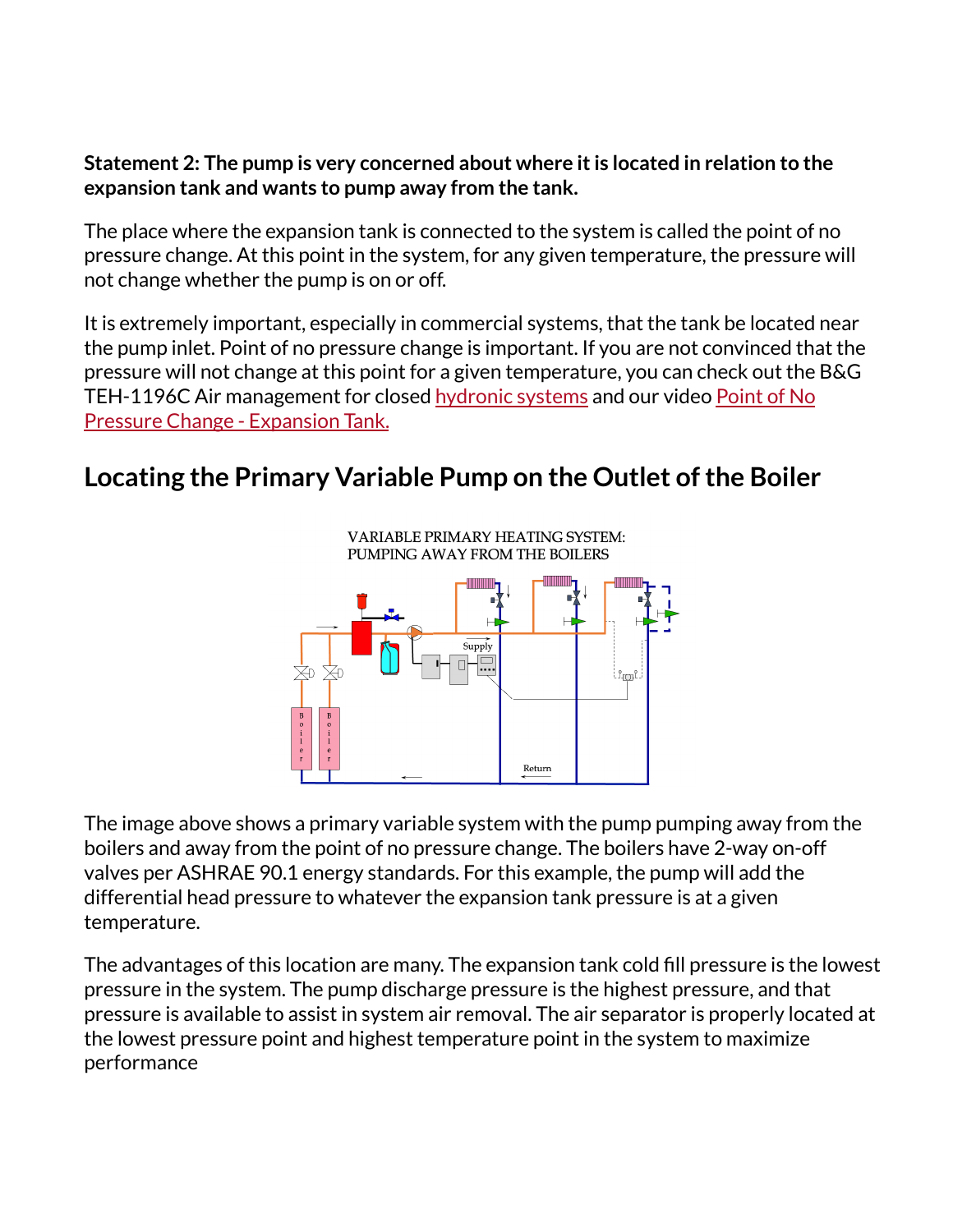**Statement 2: The pump is very concerned about where it is located in relation to the expansion tank and wants to pump away from the tank.**

The place where the expansion tank is connected to the system is called the point of no pressure change. At this point in the system, for any given temperature, the pressure will not change whether the pump is on or off.

It is extremely important, especially in commercial systems, that the tank be located near the pump inlet. Point of no pressure change is important. If you are not convinced that the pressure will not change at this point for a given temperature, you can check out the B&G TEH-1196C Air management for closed hydronic systems and our video Point of No Pressure Change - Expansion Tank.

## Locating the Primary Variable Pump on the Outlet of the Boiler

VARIABLE PRIMARY HEATING SYSTEM: PUMPING AWAY FROM THE BOILERS

The image above shows a primary variable system with the pump pumping away from the boilers and away from the point of no pressure change. The boilers have 2-way on-off valves per ASHRAE 90.1 energy standards. For this example, the pump will add the differential head pressure to whatever the expansion tank pressure is at a given temperature.

The advantages of this location are many. The expansion tank cold fill pressure is the lowest pressure in the system. The pump discharge pressure is the highest pressure, and that pressure is available to assist in system air removal. The air separator is properly located at the lowest pressure point and highest temperature point in the system to maximize performance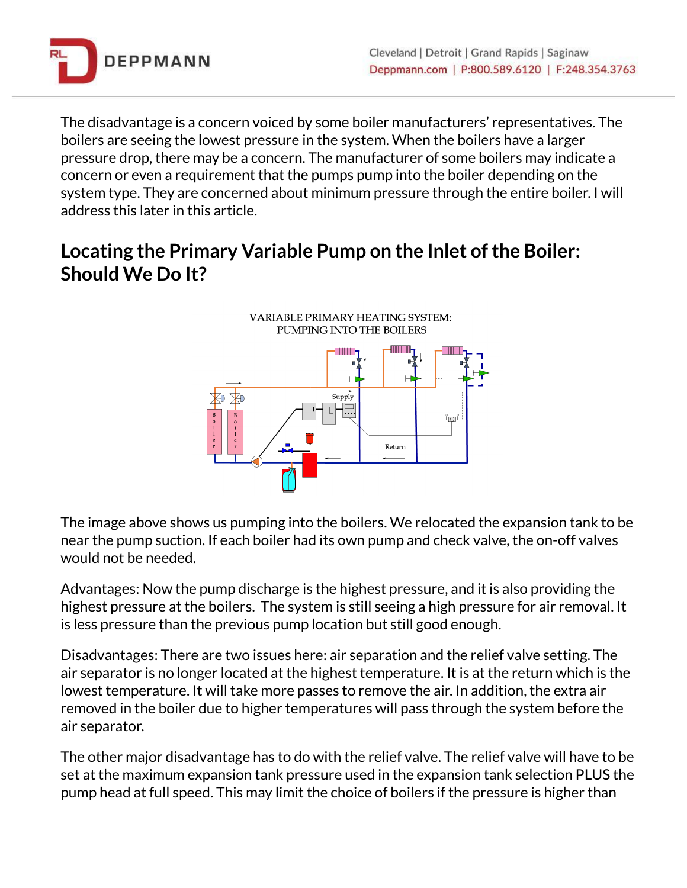The disadvantage is a concern voiced by some boiler manufacturers' representatives. The boilers are seeing the lowest pressure in the system. When the boilers have a larger pressure drop, there may be a concern. The manufacturer of some boilers may indicate a concern or even a requirement that the pumps pump into the boiler depending on the system type. They are concerned about minimum pressure through the entire boiler. I will address this later in this article.

## Locating the Primary Variable Pump on the Inlet of the Boiler: Should We Do It?

VARIABLE PRIMARY HEATING SYSTEM: PUMPING INTO THE BOILERS

The image above shows us pumping into the boilers. We relocated the expansion tank to be near the pump suction. If each boiler had its own pump and check valve, the on-off valves would not be needed.

Advantages: Now the pump discharge is the highest pressure, and it is also providing the highest pressure at the boilers. The system is still seeing a high pressure for air removal. It is less pressure than the previous pump location but still good enough.

Disadvantages: There are two issues here: air separation and the relief valve setting. The air separator is no longer located at the highest temperature. It is at the return which is the lowest temperature. It will take more passes to remove the air. In addition, the extra air removed in the boiler due to higher temperatures will pass through the system before the air separator.

The other major disadvantage has to do with the relief valve. The relief valve will have to be set at the maximum expansion tank pressure used in the expansion tank selection PLUS the pump head at full speed. This may limit the choice of boilers if the pressure is higher than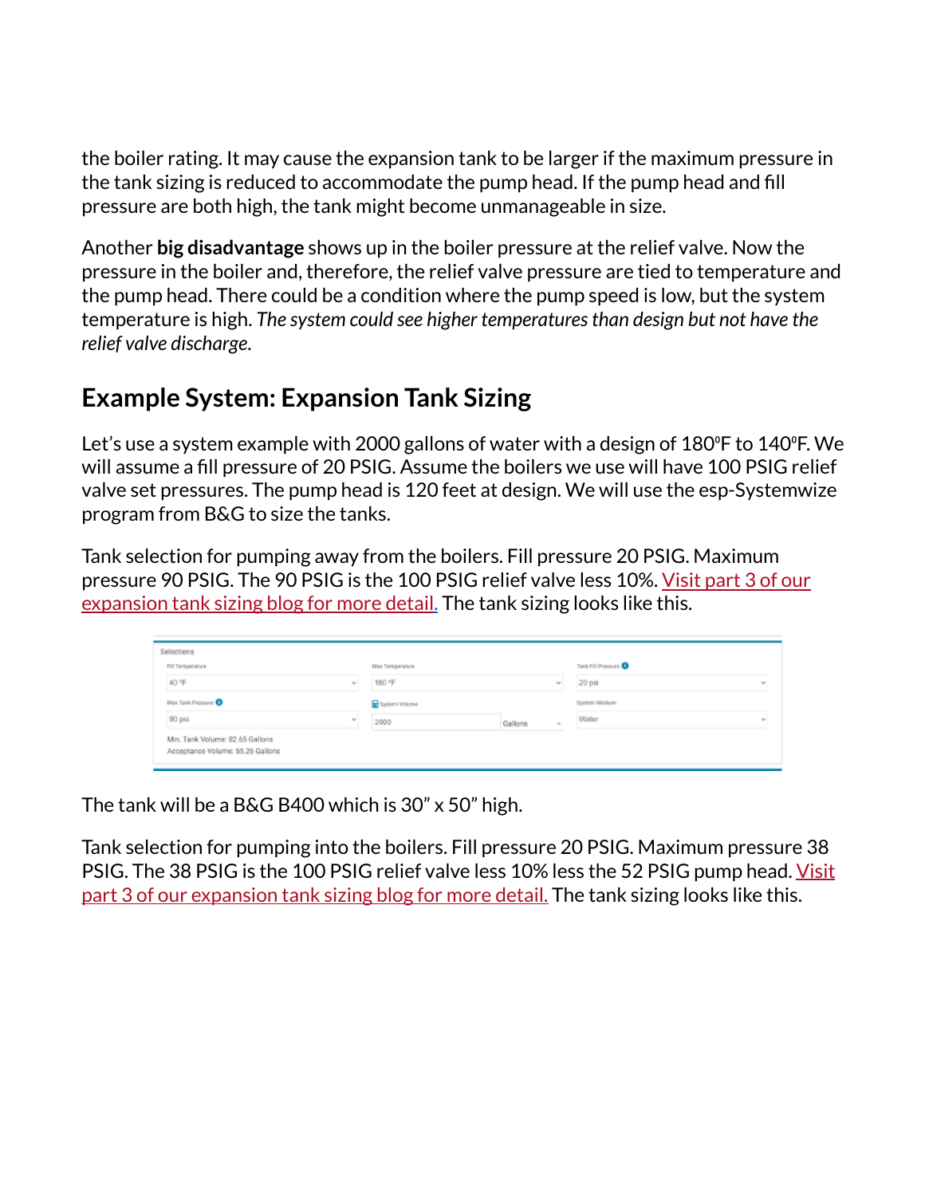the boiler rating. It may cause the expansion tank to be larger if the maximum pressure in the tank sizing is reduced to accommodate the pump head. If the pump head and fill pressure are both high, the tank might become unmanageable in size.

Another **big disadvantage** shows up in the boiler pressure at the relief valve. Now the pressure in the boiler and, therefore, the relief valve pressure are tied to temperature and the pump head. There could be a condition where the pump speed is low, but the system temperature is high. *The system could see higher temperatures than design but not have the relief valve discharge.*

## Example System: Expansion Tank Sizing

Let's use a system example with 2000 gallons of water with a design of 180ºF to 140ºF. We will assume a fill pressure of 20 PSIG. Assume the boilers we use will have 100 PSIG relief valve set pressures. The pump head is 120 feet at design. We will use the esp-Systemwize program from B&G to size the tanks.

Tank selection for pumping away from the boilers. Fill pressure 20 PSIG. Maximum pressure 90 PSIG. The 90 PSIG is the 100 PSIG relief valve less 10%. Visit part 3 of our expansion tank sizing blog for more detail. The tank sizing looks like this.

Selections

| Fill Temperature | Max Temperature | Tank Fill Pressure |
|---|---|---|
| 40 °F | 180 °F | 20 psi |
| **Max Tank Pressure** | **System Volume** | **System Medium** |
| 90 psi | 2000 Gallons | Water |

Min. Tank Volume: 82.65 Gallons
Acceptance Volume: 55.26 Gallons

The tank will be a B&G B400 which is 30" x 50" high.

Tank selection for pumping into the boilers. Fill pressure 20 PSIG. Maximum pressure 38 PSIG. The 38 PSIG is the 100 PSIG relief valve less 10% less the 52 PSIG pump head. Visit part 3 of our expansion tank sizing blog for more detail. The tank sizing looks like this.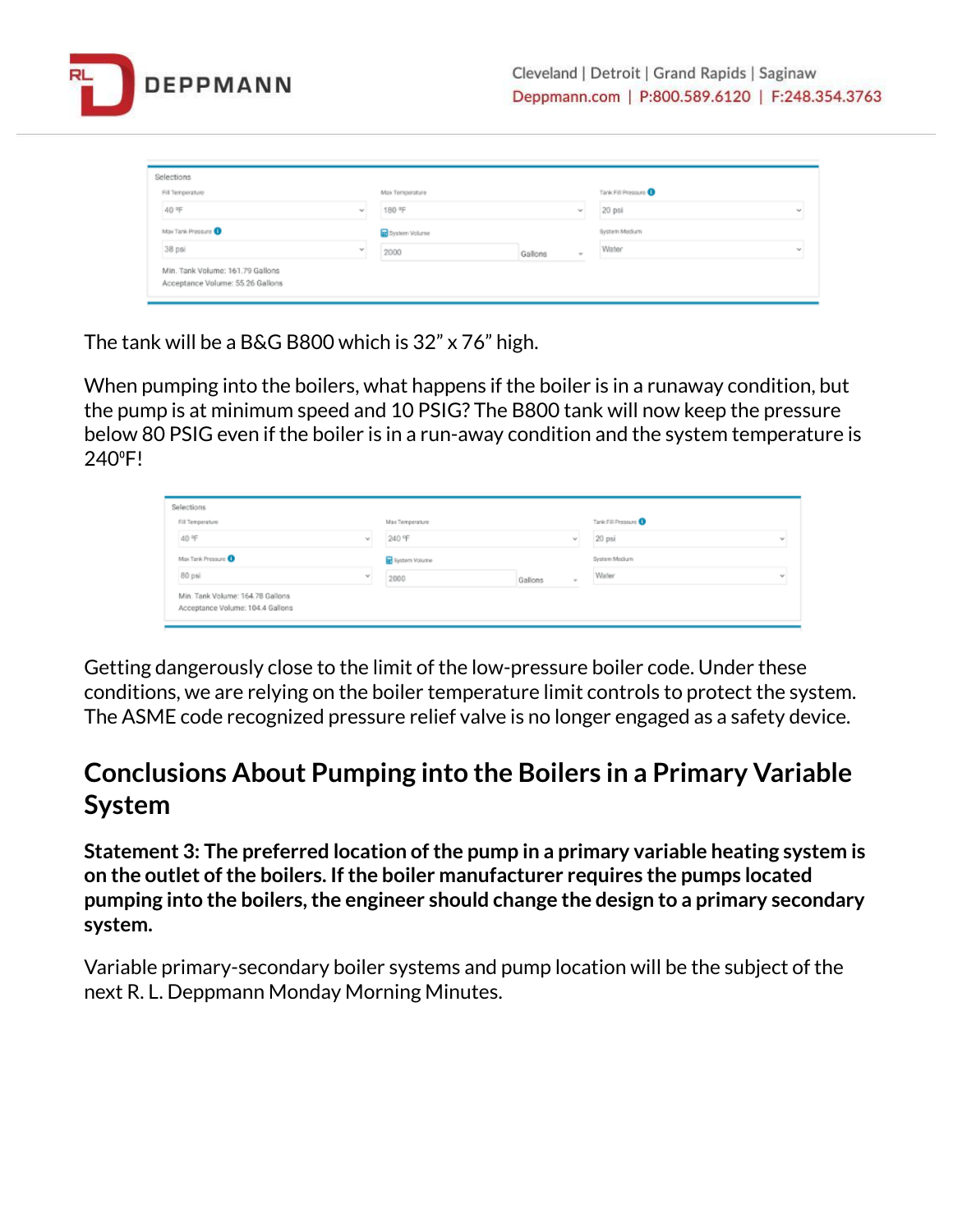Selections

| | | |
|---|---|---|
| Fill Temperature | Max Temperature | Tank Fill Pressure |
| 40 °F | 180 °F | 20 psi |
| Max Tank Pressure | System Volume | System Medium |
| 38 psi | 2000 Gallons | Water |

Min. Tank Volume: 161.79 Gallons
Acceptance Volume: 55.26 Gallons

The tank will be a B&G B800 which is 32" x 76" high.

When pumping into the boilers, what happens if the boiler is in a runaway condition, but the pump is at minimum speed and 10 PSIG? The B800 tank will now keep the pressure below 80 PSIG even if the boiler is in a run-away condition and the system temperature is 240°F!

Selections

| | | |
|---|---|---|
| Fill Temperature | Max Temperature | Tank Fill Pressure |
| 40 °F | 240 °F | 20 psi |
| Max Tank Pressure | System Volume | System Medium |
| 80 psi | 2000 Gallons | Water |

Min. Tank Volume: 164.78 Gallons
Acceptance Volume: 104.4 Gallons

Getting dangerously close to the limit of the low-pressure boiler code. Under these conditions, we are relying on the boiler temperature limit controls to protect the system. The ASME code recognized pressure relief valve is no longer engaged as a safety device.

## Conclusions About Pumping into the Boilers in a Primary Variable System

**Statement 3: The preferred location of the pump in a primary variable heating system is on the outlet of the boilers. If the boiler manufacturer requires the pumps located pumping into the boilers, the engineer should change the design to a primary secondary system.**

Variable primary-secondary boiler systems and pump location will be the subject of the next R. L. Deppmann Monday Morning Minutes.